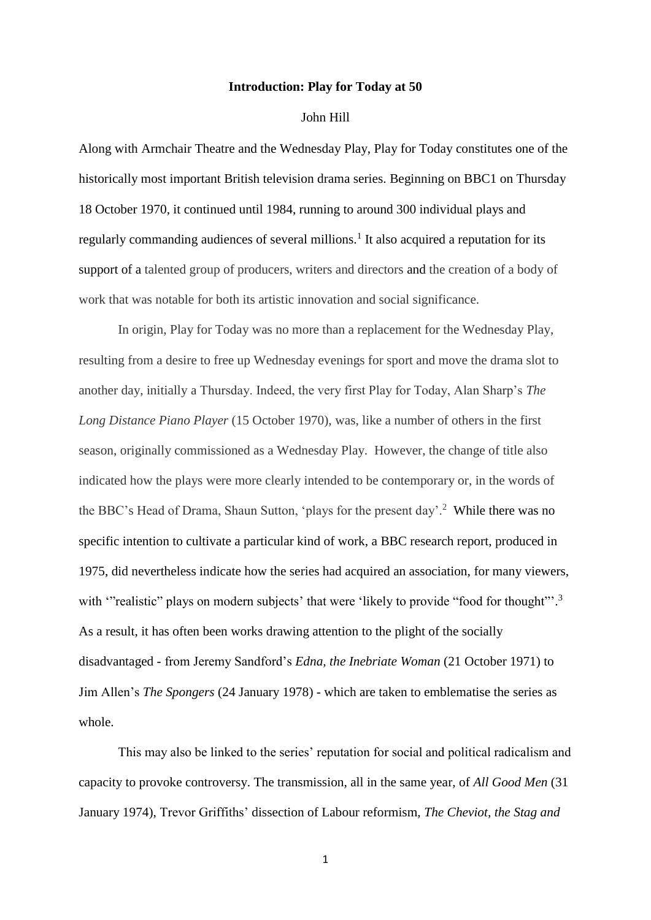# Introduction: Play for Today at 50

John Hill

Along with Armchair Theatre and the Wednesday Play, Play for Today constitutes one of the historically most important British television drama series. Beginning on BBC1 on Thursday 18 October 1970, it continued until 1984, running to around 300 individual plays and regularly commanding audiences of several millions.[1] It also acquired a reputation for its support of a talented group of producers, writers and directors and the creation of a body of work that was notable for both its artistic innovation and social significance.

In origin, Play for Today was no more than a replacement for the Wednesday Play, resulting from a desire to free up Wednesday evenings for sport and move the drama slot to another day, initially a Thursday. Indeed, the very first Play for Today, Alan Sharp's *The Long Distance Piano Player* (15 October 1970), was, like a number of others in the first season, originally commissioned as a Wednesday Play. However, the change of title also indicated how the plays were more clearly intended to be contemporary or, in the words of the BBC's Head of Drama, Shaun Sutton, 'plays for the present day'.[2] While there was no specific intention to cultivate a particular kind of work, a BBC research report, produced in 1975, did nevertheless indicate how the series had acquired an association, for many viewers, with '"realistic" plays on modern subjects' that were 'likely to provide "food for thought"'.[3] As a result, it has often been works drawing attention to the plight of the socially disadvantaged - from Jeremy Sandford's *Edna, the Inebriate Woman* (21 October 1971) to Jim Allen's *The Spongers* (24 January 1978) - which are taken to emblematise the series as whole.

This may also be linked to the series' reputation for social and political radicalism and capacity to provoke controversy. The transmission, all in the same year, of *All Good Men* (31 January 1974), Trevor Griffiths' dissection of Labour reformism, *The Cheviot, the Stag and*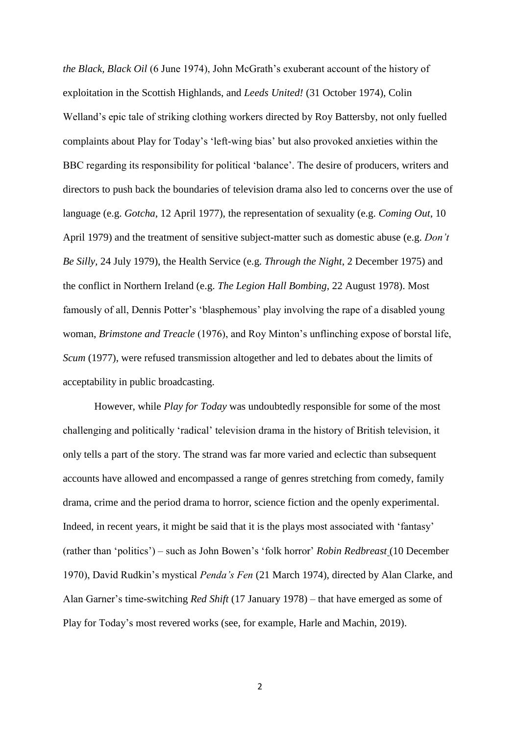*the Black, Black Oil* (6 June 1974), John McGrath's exuberant account of the history of exploitation in the Scottish Highlands, and *Leeds United!* (31 October 1974), Colin Welland's epic tale of striking clothing workers directed by Roy Battersby, not only fuelled complaints about Play for Today's 'left-wing bias' but also provoked anxieties within the BBC regarding its responsibility for political 'balance'. The desire of producers, writers and directors to push back the boundaries of television drama also led to concerns over the use of language (e.g. *Gotcha*, 12 April 1977), the representation of sexuality (e.g. *Coming Out*, 10 April 1979) and the treatment of sensitive subject-matter such as domestic abuse (e.g. *Don't Be Silly,* 24 July 1979), the Health Service (e.g. *Through the Night,* 2 December 1975) and the conflict in Northern Ireland (e.g. *The Legion Hall Bombing*, 22 August 1978). Most famously of all, Dennis Potter's 'blasphemous' play involving the rape of a disabled young woman, *Brimstone and Treacle* (1976), and Roy Minton's unflinching expose of borstal life, *Scum* (1977), were refused transmission altogether and led to debates about the limits of acceptability in public broadcasting.

However, while *Play for Today* was undoubtedly responsible for some of the most challenging and politically 'radical' television drama in the history of British television, it only tells a part of the story. The strand was far more varied and eclectic than subsequent accounts have allowed and encompassed a range of genres stretching from comedy, family drama, crime and the period drama to horror, science fiction and the openly experimental. Indeed, in recent years, it might be said that it is the plays most associated with 'fantasy' (rather than 'politics') – such as John Bowen's 'folk horror' *Robin Redbreast* (10 December 1970), David Rudkin's mystical *Penda's Fen* (21 March 1974), directed by Alan Clarke, and Alan Garner's time-switching *Red Shift* (17 January 1978) – that have emerged as some of Play for Today's most revered works (see, for example, Harle and Machin, 2019).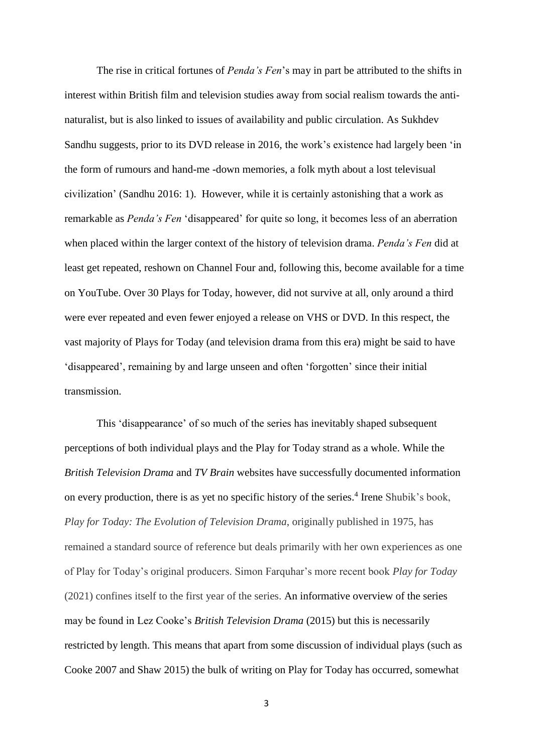The rise in critical fortunes of *Penda's Fen*'s may in part be attributed to the shifts in interest within British film and television studies away from social realism towards the anti-naturalist, but is also linked to issues of availability and public circulation. As Sukhdev Sandhu suggests, prior to its DVD release in 2016, the work's existence had largely been 'in the form of rumours and hand-me -down memories, a folk myth about a lost televisual civilization' (Sandhu 2016: 1). However, while it is certainly astonishing that a work as remarkable as *Penda's Fen* 'disappeared' for quite so long, it becomes less of an aberration when placed within the larger context of the history of television drama. *Penda's Fen* did at least get repeated, reshown on Channel Four and, following this, become available for a time on YouTube. Over 30 Plays for Today, however, did not survive at all, only around a third were ever repeated and even fewer enjoyed a release on VHS or DVD. In this respect, the vast majority of Plays for Today (and television drama from this era) might be said to have 'disappeared', remaining by and large unseen and often 'forgotten' since their initial transmission.

This 'disappearance' of so much of the series has inevitably shaped subsequent perceptions of both individual plays and the Play for Today strand as a whole. While the *British Television Drama* and *TV Brain* websites have successfully documented information on every production, there is as yet no specific history of the series.[4] Irene Shubik's book, *Play for Today: The Evolution of Television Drama*, originally published in 1975, has remained a standard source of reference but deals primarily with her own experiences as one of Play for Today's original producers. Simon Farquhar's more recent book *Play for Today* (2021) confines itself to the first year of the series. An informative overview of the series may be found in Lez Cooke's *British Television Drama* (2015) but this is necessarily restricted by length. This means that apart from some discussion of individual plays (such as Cooke 2007 and Shaw 2015) the bulk of writing on Play for Today has occurred, somewhat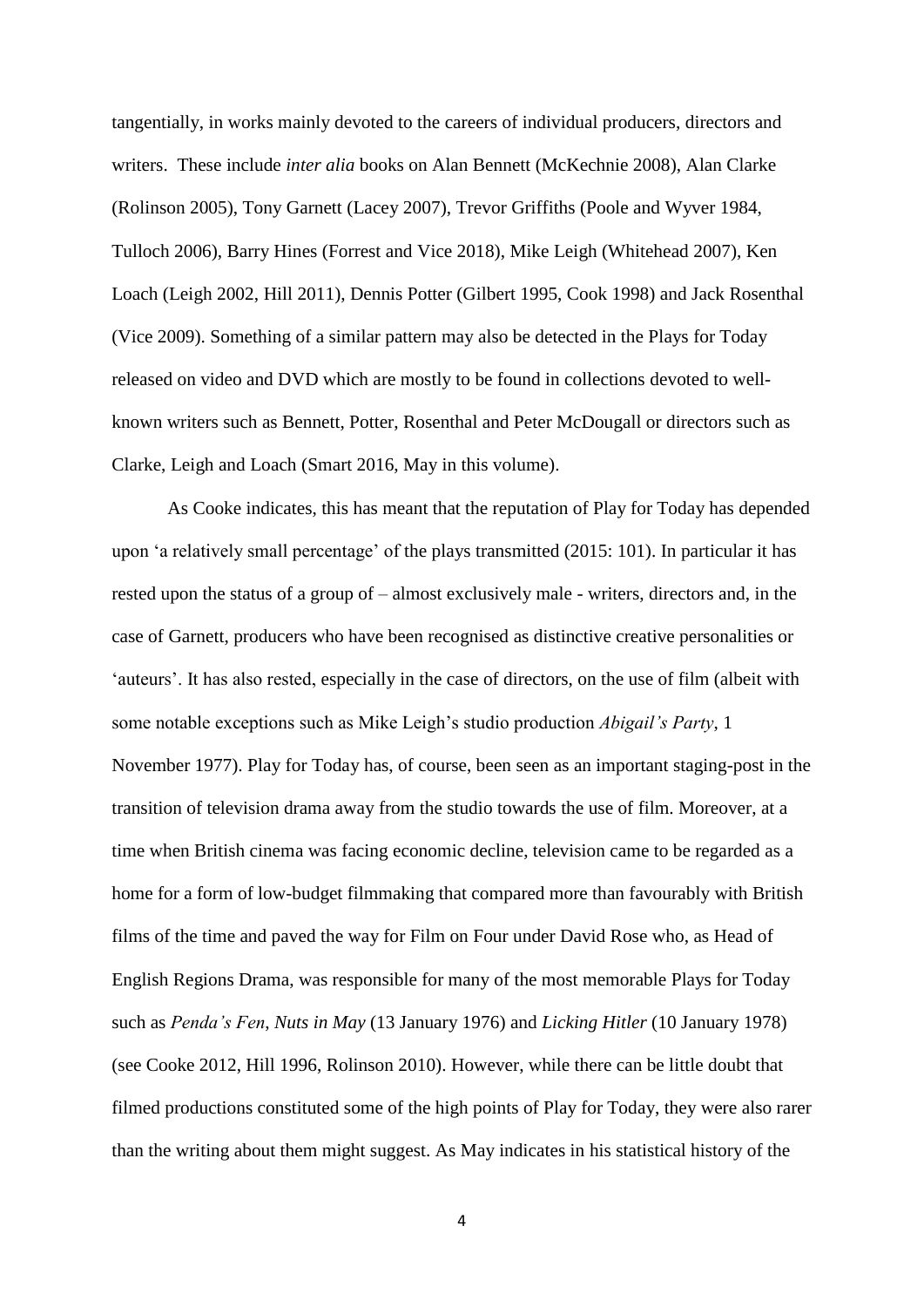tangentially, in works mainly devoted to the careers of individual producers, directors and writers. These include *inter alia* books on Alan Bennett (McKechnie 2008), Alan Clarke (Rolinson 2005), Tony Garnett (Lacey 2007), Trevor Griffiths (Poole and Wyver 1984, Tulloch 2006), Barry Hines (Forrest and Vice 2018), Mike Leigh (Whitehead 2007), Ken Loach (Leigh 2002, Hill 2011), Dennis Potter (Gilbert 1995, Cook 1998) and Jack Rosenthal (Vice 2009). Something of a similar pattern may also be detected in the Plays for Today released on video and DVD which are mostly to be found in collections devoted to well-known writers such as Bennett, Potter, Rosenthal and Peter McDougall or directors such as Clarke, Leigh and Loach (Smart 2016, May in this volume).

As Cooke indicates, this has meant that the reputation of Play for Today has depended upon 'a relatively small percentage' of the plays transmitted (2015: 101). In particular it has rested upon the status of a group of – almost exclusively male - writers, directors and, in the case of Garnett, producers who have been recognised as distinctive creative personalities or 'auteurs'. It has also rested, especially in the case of directors, on the use of film (albeit with some notable exceptions such as Mike Leigh's studio production *Abigail's Party*, 1 November 1977). Play for Today has, of course, been seen as an important staging-post in the transition of television drama away from the studio towards the use of film. Moreover, at a time when British cinema was facing economic decline, television came to be regarded as a home for a form of low-budget filmmaking that compared more than favourably with British films of the time and paved the way for Film on Four under David Rose who, as Head of English Regions Drama, was responsible for many of the most memorable Plays for Today such as *Penda's Fen*, *Nuts in May* (13 January 1976) and *Licking Hitler* (10 January 1978) (see Cooke 2012, Hill 1996, Rolinson 2010). However, while there can be little doubt that filmed productions constituted some of the high points of Play for Today, they were also rarer than the writing about them might suggest. As May indicates in his statistical history of the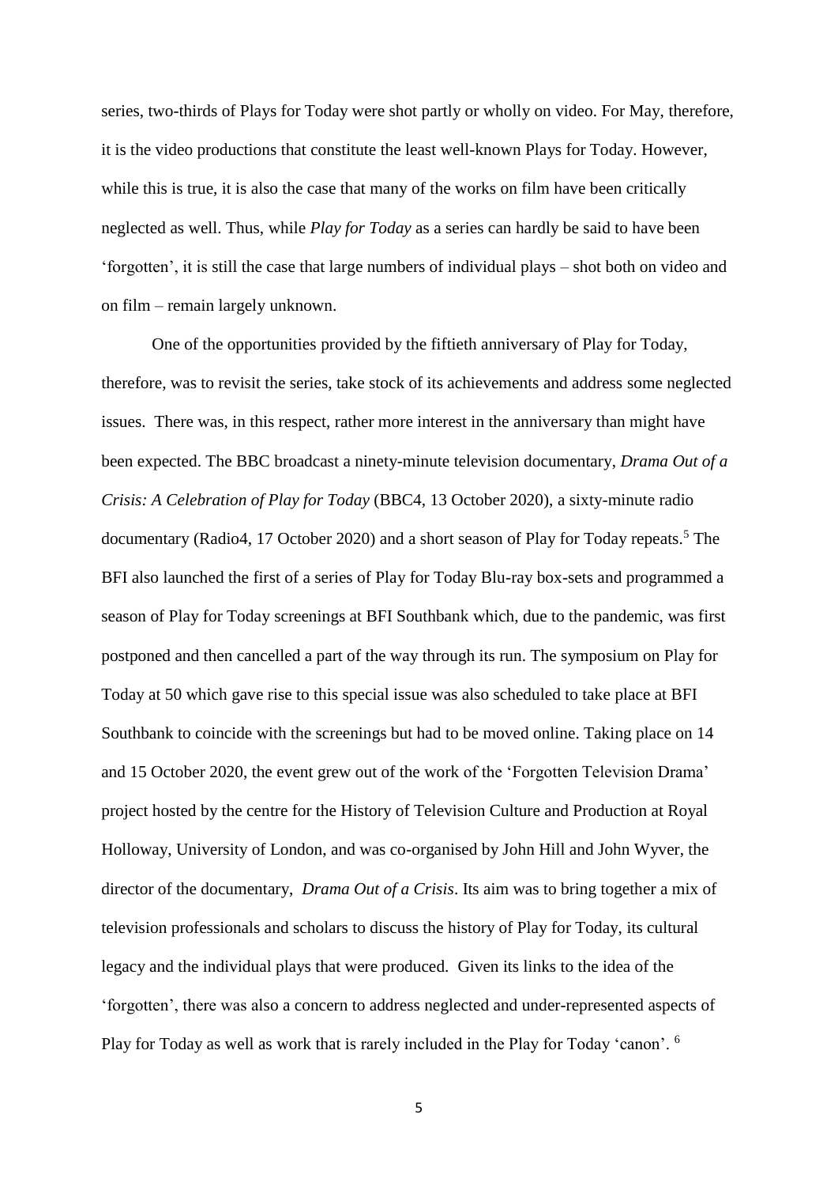series, two-thirds of Plays for Today were shot partly or wholly on video. For May, therefore, it is the video productions that constitute the least well-known Plays for Today. However, while this is true, it is also the case that many of the works on film have been critically neglected as well. Thus, while *Play for Today* as a series can hardly be said to have been 'forgotten', it is still the case that large numbers of individual plays – shot both on video and on film – remain largely unknown.

One of the opportunities provided by the fiftieth anniversary of Play for Today, therefore, was to revisit the series, take stock of its achievements and address some neglected issues. There was, in this respect, rather more interest in the anniversary than might have been expected. The BBC broadcast a ninety-minute television documentary, *Drama Out of a Crisis: A Celebration of Play for Today* (BBC4, 13 October 2020), a sixty-minute radio documentary (Radio4, 17 October 2020) and a short season of Play for Today repeats.[5] The BFI also launched the first of a series of Play for Today Blu-ray box-sets and programmed a season of Play for Today screenings at BFI Southbank which, due to the pandemic, was first postponed and then cancelled a part of the way through its run. The symposium on Play for Today at 50 which gave rise to this special issue was also scheduled to take place at BFI Southbank to coincide with the screenings but had to be moved online. Taking place on 14 and 15 October 2020, the event grew out of the work of the 'Forgotten Television Drama' project hosted by the centre for the History of Television Culture and Production at Royal Holloway, University of London, and was co-organised by John Hill and John Wyver, the director of the documentary, *Drama Out of a Crisis*. Its aim was to bring together a mix of television professionals and scholars to discuss the history of Play for Today, its cultural legacy and the individual plays that were produced. Given its links to the idea of the 'forgotten', there was also a concern to address neglected and under-represented aspects of Play for Today as well as work that is rarely included in the Play for Today 'canon'. [6]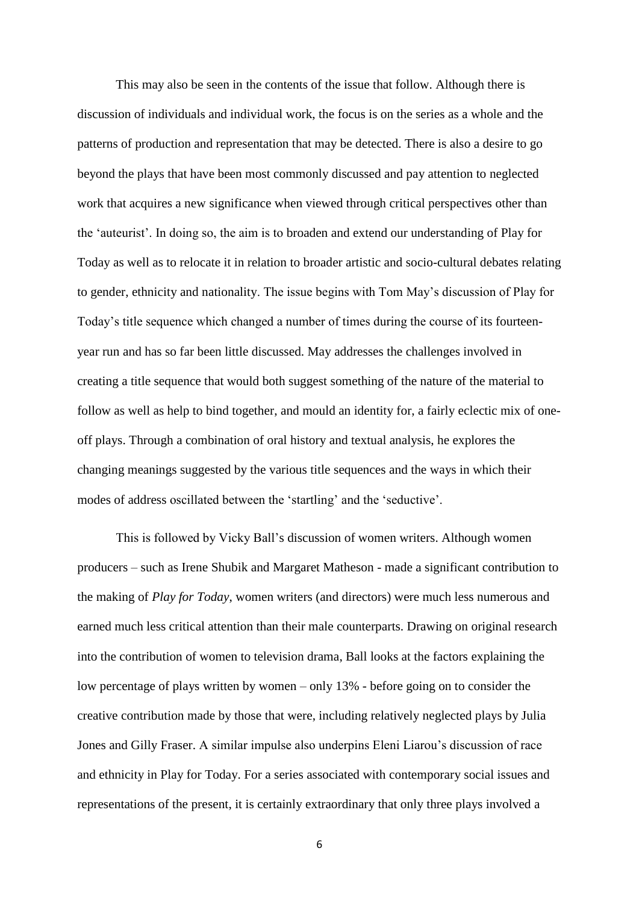This may also be seen in the contents of the issue that follow. Although there is discussion of individuals and individual work, the focus is on the series as a whole and the patterns of production and representation that may be detected. There is also a desire to go beyond the plays that have been most commonly discussed and pay attention to neglected work that acquires a new significance when viewed through critical perspectives other than the 'auteurist'. In doing so, the aim is to broaden and extend our understanding of Play for Today as well as to relocate it in relation to broader artistic and socio-cultural debates relating to gender, ethnicity and nationality. The issue begins with Tom May's discussion of Play for Today's title sequence which changed a number of times during the course of its fourteen-year run and has so far been little discussed. May addresses the challenges involved in creating a title sequence that would both suggest something of the nature of the material to follow as well as help to bind together, and mould an identity for, a fairly eclectic mix of one-off plays. Through a combination of oral history and textual analysis, he explores the changing meanings suggested by the various title sequences and the ways in which their modes of address oscillated between the 'startling' and the 'seductive'.

This is followed by Vicky Ball's discussion of women writers. Although women producers – such as Irene Shubik and Margaret Matheson - made a significant contribution to the making of *Play for Today*, women writers (and directors) were much less numerous and earned much less critical attention than their male counterparts. Drawing on original research into the contribution of women to television drama, Ball looks at the factors explaining the low percentage of plays written by women – only 13% - before going on to consider the creative contribution made by those that were, including relatively neglected plays by Julia Jones and Gilly Fraser. A similar impulse also underpins Eleni Liarou's discussion of race and ethnicity in Play for Today. For a series associated with contemporary social issues and representations of the present, it is certainly extraordinary that only three plays involved a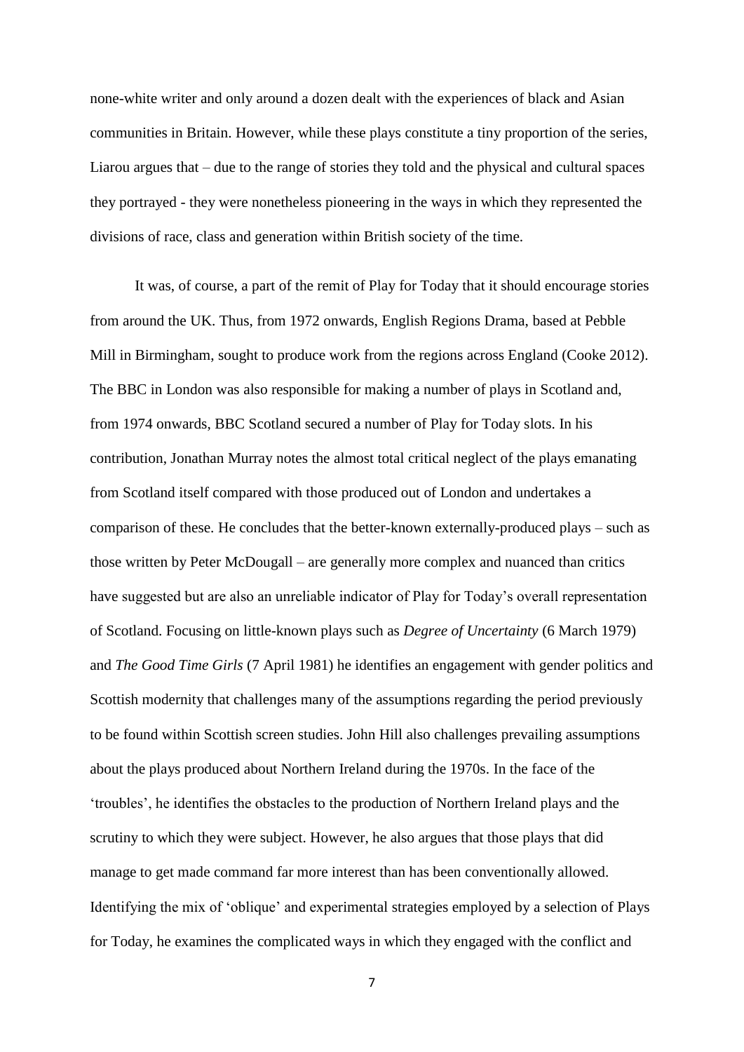none-white writer and only around a dozen dealt with the experiences of black and Asian communities in Britain. However, while these plays constitute a tiny proportion of the series, Liarou argues that – due to the range of stories they told and the physical and cultural spaces they portrayed - they were nonetheless pioneering in the ways in which they represented the divisions of race, class and generation within British society of the time.

It was, of course, a part of the remit of Play for Today that it should encourage stories from around the UK. Thus, from 1972 onwards, English Regions Drama, based at Pebble Mill in Birmingham, sought to produce work from the regions across England (Cooke 2012). The BBC in London was also responsible for making a number of plays in Scotland and, from 1974 onwards, BBC Scotland secured a number of Play for Today slots. In his contribution, Jonathan Murray notes the almost total critical neglect of the plays emanating from Scotland itself compared with those produced out of London and undertakes a comparison of these. He concludes that the better-known externally-produced plays – such as those written by Peter McDougall – are generally more complex and nuanced than critics have suggested but are also an unreliable indicator of Play for Today's overall representation of Scotland. Focusing on little-known plays such as *Degree of Uncertainty* (6 March 1979) and *The Good Time Girls* (7 April 1981) he identifies an engagement with gender politics and Scottish modernity that challenges many of the assumptions regarding the period previously to be found within Scottish screen studies. John Hill also challenges prevailing assumptions about the plays produced about Northern Ireland during the 1970s. In the face of the 'troubles', he identifies the obstacles to the production of Northern Ireland plays and the scrutiny to which they were subject. However, he also argues that those plays that did manage to get made command far more interest than has been conventionally allowed. Identifying the mix of 'oblique' and experimental strategies employed by a selection of Plays for Today, he examines the complicated ways in which they engaged with the conflict and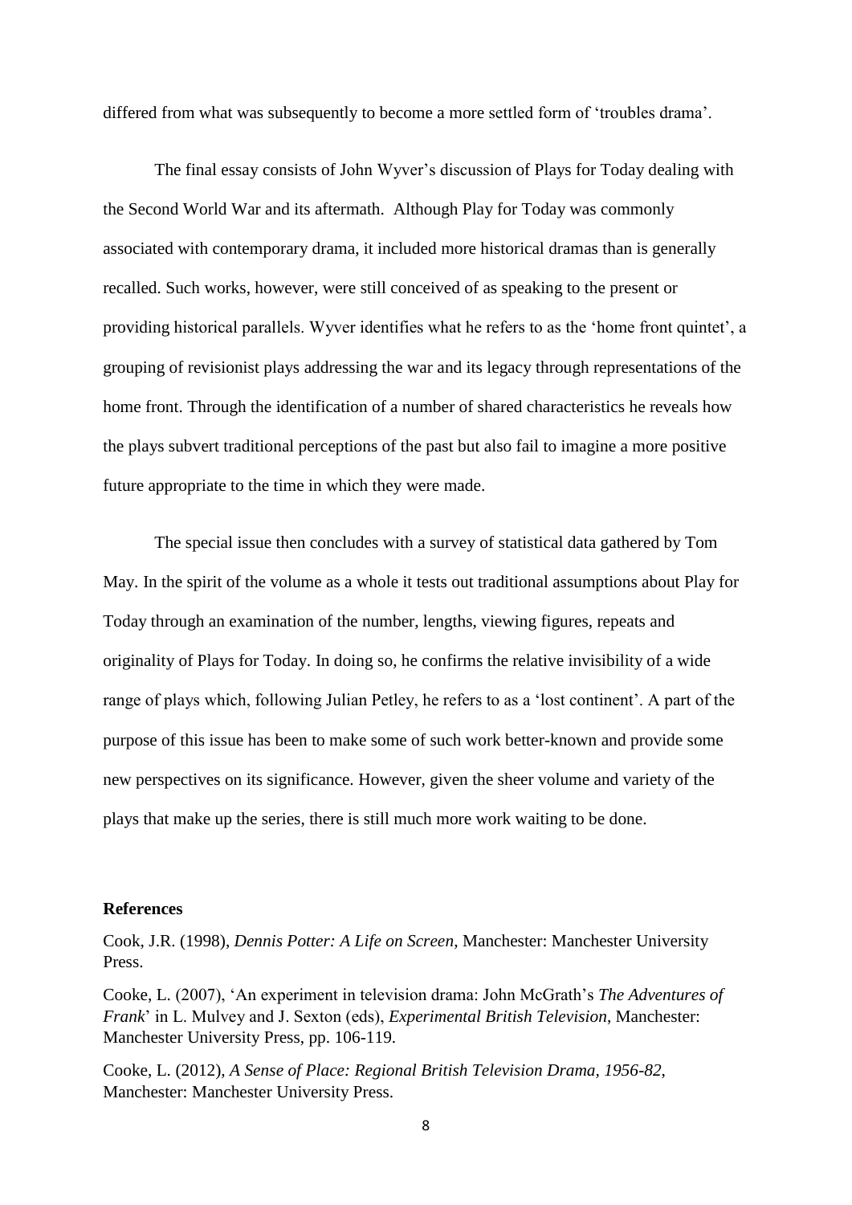differed from what was subsequently to become a more settled form of 'troubles drama'.

The final essay consists of John Wyver's discussion of Plays for Today dealing with the Second World War and its aftermath. Although Play for Today was commonly associated with contemporary drama, it included more historical dramas than is generally recalled. Such works, however, were still conceived of as speaking to the present or providing historical parallels. Wyver identifies what he refers to as the 'home front quintet', a grouping of revisionist plays addressing the war and its legacy through representations of the home front. Through the identification of a number of shared characteristics he reveals how the plays subvert traditional perceptions of the past but also fail to imagine a more positive future appropriate to the time in which they were made.

The special issue then concludes with a survey of statistical data gathered by Tom May. In the spirit of the volume as a whole it tests out traditional assumptions about Play for Today through an examination of the number, lengths, viewing figures, repeats and originality of Plays for Today. In doing so, he confirms the relative invisibility of a wide range of plays which, following Julian Petley, he refers to as a 'lost continent'. A part of the purpose of this issue has been to make some of such work better-known and provide some new perspectives on its significance. However, given the sheer volume and variety of the plays that make up the series, there is still much more work waiting to be done.

**References**

Cook, J.R. (1998), *Dennis Potter: A Life on Screen*, Manchester: Manchester University Press.

Cooke, L. (2007), 'An experiment in television drama: John McGrath's *The Adventures of Frank*' in L. Mulvey and J. Sexton (eds), *Experimental British Television*, Manchester: Manchester University Press, pp. 106-119.

Cooke, L. (2012), *A Sense of Place: Regional British Television Drama, 1956-82*, Manchester: Manchester University Press.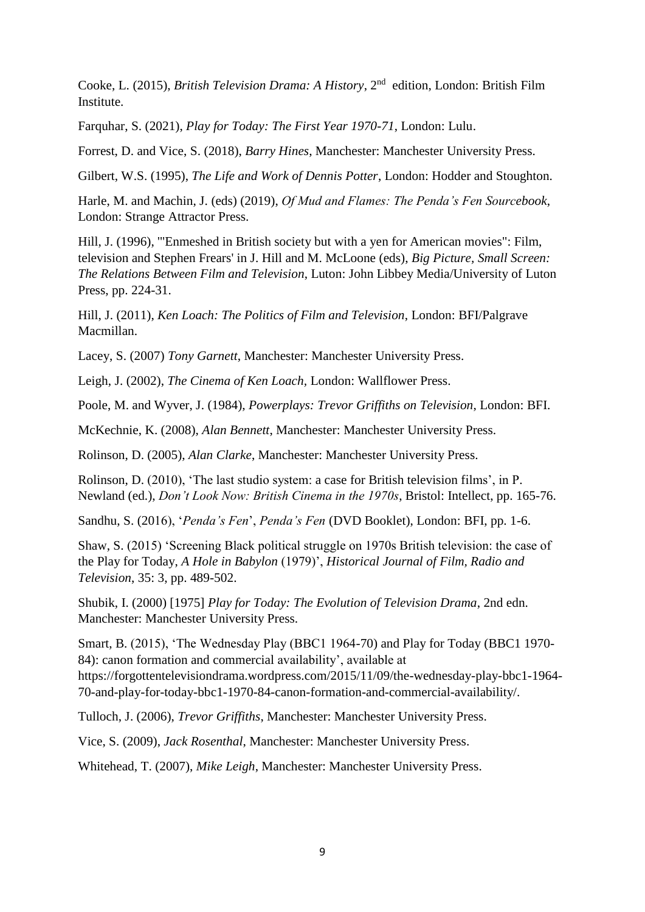Cooke, L. (2015), *British Television Drama: A History*, 2nd edition, London: British Film Institute.

Farquhar, S. (2021), *Play for Today: The First Year 1970-71*, London: Lulu.

Forrest, D. and Vice, S. (2018), *Barry Hines*, Manchester: Manchester University Press.

Gilbert, W.S. (1995), *The Life and Work of Dennis Potter*, London: Hodder and Stoughton.

Harle, M. and Machin, J. (eds) (2019), *Of Mud and Flames: The Penda's Fen Sourcebook*, London: Strange Attractor Press.

Hill, J. (1996), '"Enmeshed in British society but with a yen for American movies": Film, television and Stephen Frears' in J. Hill and M. McLoone (eds), *Big Picture, Small Screen: The Relations Between Film and Television*, Luton: John Libbey Media/University of Luton Press, pp. 224-31.

Hill, J. (2011), *Ken Loach: The Politics of Film and Television*, London: BFI/Palgrave Macmillan.

Lacey, S. (2007) *Tony Garnett*, Manchester: Manchester University Press.

Leigh, J. (2002), *The Cinema of Ken Loach*, London: Wallflower Press.

Poole, M. and Wyver, J. (1984), *Powerplays: Trevor Griffiths on Television*, London: BFI.

McKechnie, K. (2008), *Alan Bennett*, Manchester: Manchester University Press.

Rolinson, D. (2005), *Alan Clarke*, Manchester: Manchester University Press.

Rolinson, D. (2010), 'The last studio system: a case for British television films', in P. Newland (ed.), *Don't Look Now: British Cinema in the 1970s*, Bristol: Intellect, pp. 165-76.

Sandhu, S. (2016), '*Penda's Fen*', *Penda's Fen* (DVD Booklet), London: BFI, pp. 1-6.

Shaw, S. (2015) 'Screening Black political struggle on 1970s British television: the case of the Play for Today, *A Hole in Babylon* (1979)', *Historical Journal of Film, Radio and Television*, 35: 3, pp. 489-502.

Shubik, I. (2000) [1975] *Play for Today: The Evolution of Television Drama*, 2nd edn. Manchester: Manchester University Press.

Smart, B. (2015), 'The Wednesday Play (BBC1 1964-70) and Play for Today (BBC1 1970-84): canon formation and commercial availability', available at https://forgottentelevisiondrama.wordpress.com/2015/11/09/the-wednesday-play-bbc1-1964-70-and-play-for-today-bbc1-1970-84-canon-formation-and-commercial-availability/.

Tulloch, J. (2006), *Trevor Griffiths*, Manchester: Manchester University Press.

Vice, S. (2009), *Jack Rosenthal*, Manchester: Manchester University Press.

Whitehead, T. (2007), *Mike Leigh*, Manchester: Manchester University Press.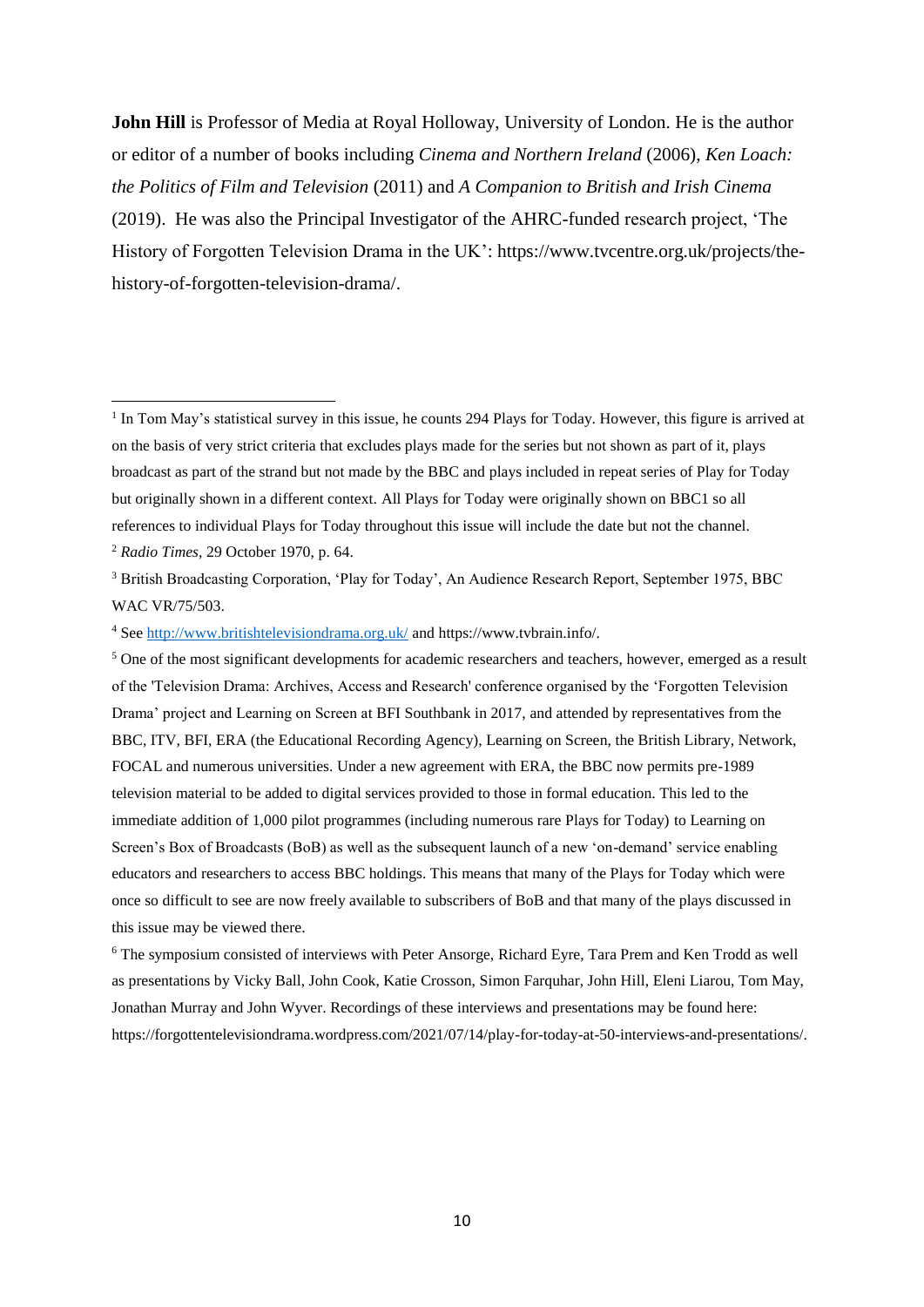**John Hill** is Professor of Media at Royal Holloway, University of London. He is the author or editor of a number of books including *Cinema and Northern Ireland* (2006), *Ken Loach: the Politics of Film and Television* (2011) and *A Companion to British and Irish Cinema* (2019). He was also the Principal Investigator of the AHRC-funded research project, 'The History of Forgotten Television Drama in the UK': https://www.tvcentre.org.uk/projects/the-history-of-forgotten-television-drama/.

---

[1] In Tom May's statistical survey in this issue, he counts 294 Plays for Today. However, this figure is arrived at on the basis of very strict criteria that excludes plays made for the series but not shown as part of it, plays broadcast as part of the strand but not made by the BBC and plays included in repeat series of Play for Today but originally shown in a different context. All Plays for Today were originally shown on BBC1 so all references to individual Plays for Today throughout this issue will include the date but not the channel.

[2] *Radio Times*, 29 October 1970, p. 64.

[3] British Broadcasting Corporation, 'Play for Today', An Audience Research Report, September 1975, BBC WAC VR/75/503.

[4] See http://www.britishtelevisiondrama.org.uk/ and https://www.tvbrain.info/.

[5] One of the most significant developments for academic researchers and teachers, however, emerged as a result of the 'Television Drama: Archives, Access and Research' conference organised by the 'Forgotten Television Drama' project and Learning on Screen at BFI Southbank in 2017, and attended by representatives from the BBC, ITV, BFI, ERA (the Educational Recording Agency), Learning on Screen, the British Library, Network, FOCAL and numerous universities. Under a new agreement with ERA, the BBC now permits pre-1989 television material to be added to digital services provided to those in formal education. This led to the immediate addition of 1,000 pilot programmes (including numerous rare Plays for Today) to Learning on Screen's Box of Broadcasts (BoB) as well as the subsequent launch of a new 'on-demand' service enabling educators and researchers to access BBC holdings. This means that many of the Plays for Today which were once so difficult to see are now freely available to subscribers of BoB and that many of the plays discussed in this issue may be viewed there.

[6] The symposium consisted of interviews with Peter Ansorge, Richard Eyre, Tara Prem and Ken Trodd as well as presentations by Vicky Ball, John Cook, Katie Crosson, Simon Farquhar, John Hill, Eleni Liarou, Tom May, Jonathan Murray and John Wyver. Recordings of these interviews and presentations may be found here: https://forgottentelevisiondrama.wordpress.com/2021/07/14/play-for-today-at-50-interviews-and-presentations/.